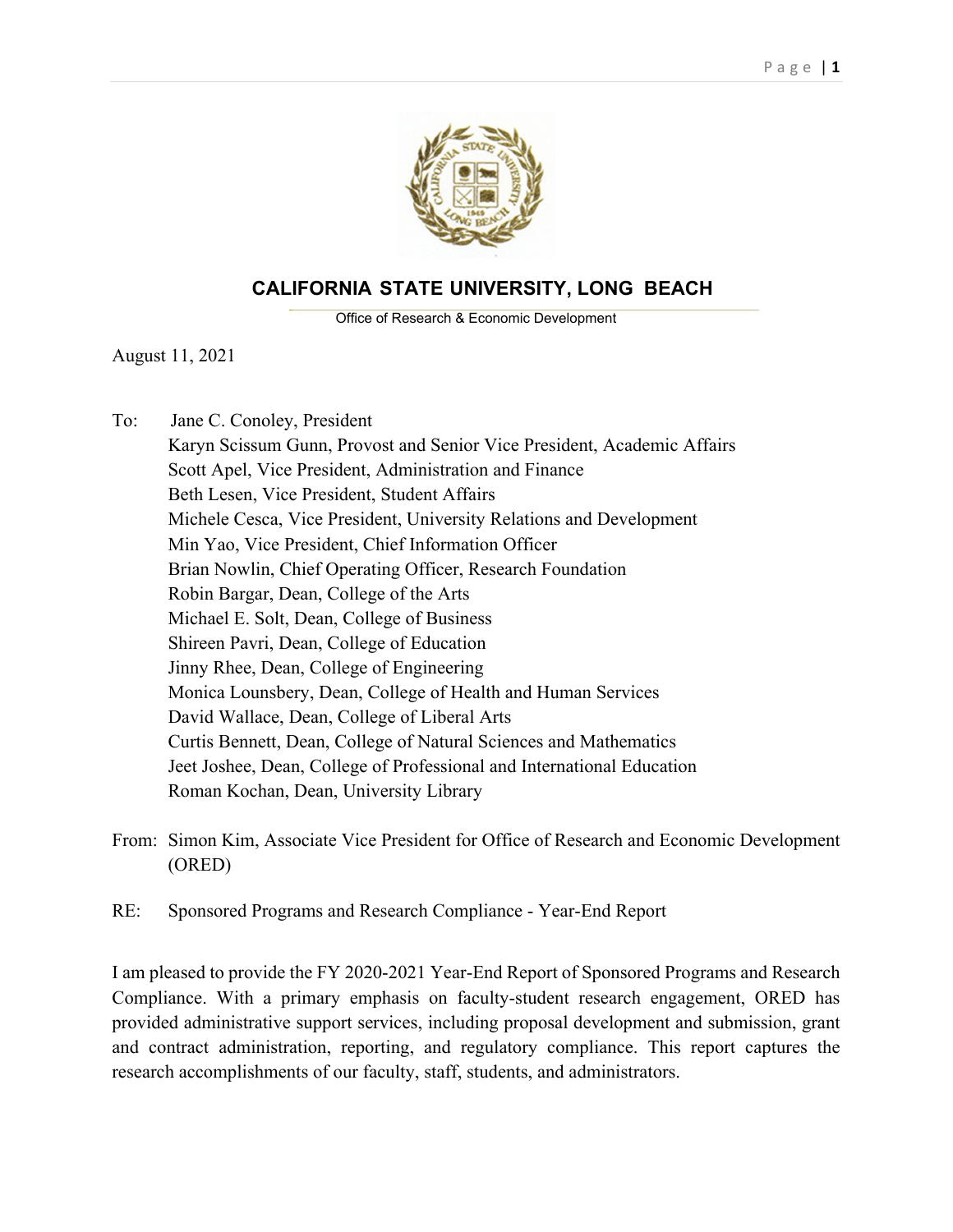# CALIFORNIA STATE UNIVERSITY, LONG BEACH

Office of Research & Economic Development

August 11, 2021

To: Jane C. Conoley, President
Karyn Scissum Gunn, Provost and Senior Vice President, Academic Affairs
Scott Apel, Vice President, Administration and Finance
Beth Lesen, Vice President, Student Affairs
Michele Cesca, Vice President, University Relations and Development
Min Yao, Vice President, Chief Information Officer
Brian Nowlin, Chief Operating Officer, Research Foundation
Robin Bargar, Dean, College of the Arts
Michael E. Solt, Dean, College of Business
Shireen Pavri, Dean, College of Education
Jinny Rhee, Dean, College of Engineering
Monica Lounsbery, Dean, College of Health and Human Services
David Wallace, Dean, College of Liberal Arts
Curtis Bennett, Dean, College of Natural Sciences and Mathematics
Jeet Joshee, Dean, College of Professional and International Education
Roman Kochan, Dean, University Library

From: Simon Kim, Associate Vice President for Office of Research and Economic Development (ORED)

RE: Sponsored Programs and Research Compliance - Year-End Report

I am pleased to provide the FY 2020-2021 Year-End Report of Sponsored Programs and Research Compliance. With a primary emphasis on faculty-student research engagement, ORED has provided administrative support services, including proposal development and submission, grant and contract administration, reporting, and regulatory compliance. This report captures the research accomplishments of our faculty, staff, students, and administrators.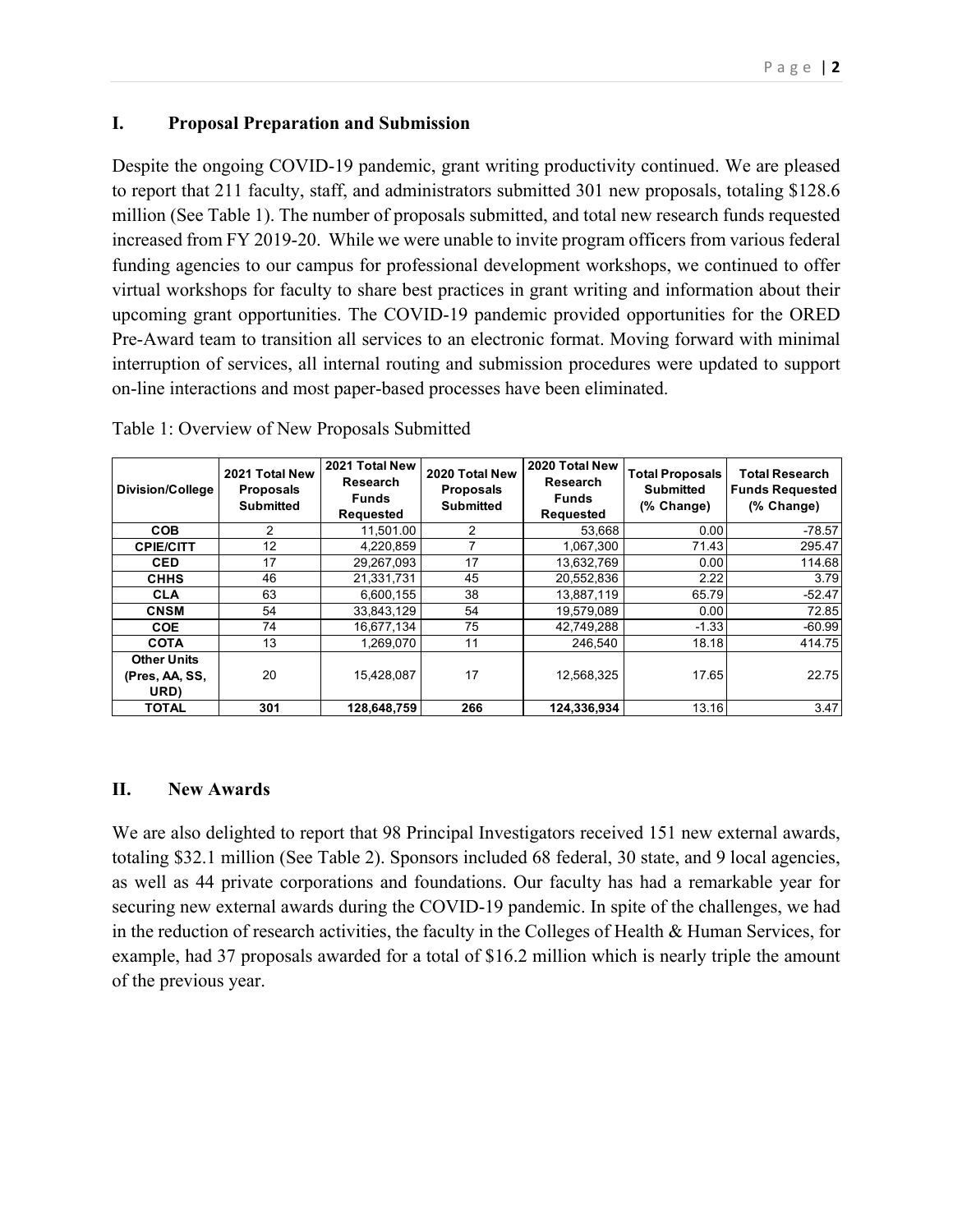## I. Proposal Preparation and Submission

Despite the ongoing COVID-19 pandemic, grant writing productivity continued. We are pleased to report that 211 faculty, staff, and administrators submitted 301 new proposals, totaling $128.6 million (See Table 1). The number of proposals submitted, and total new research funds requested increased from FY 2019-20. While we were unable to invite program officers from various federal funding agencies to our campus for professional development workshops, we continued to offer virtual workshops for faculty to share best practices in grant writing and information about their upcoming grant opportunities. The COVID-19 pandemic provided opportunities for the ORED Pre-Award team to transition all services to an electronic format. Moving forward with minimal interruption of services, all internal routing and submission procedures were updated to support on-line interactions and most paper-based processes have been eliminated.

Table 1: Overview of New Proposals Submitted

| Division/College | 2021 Total New Proposals Submitted | 2021 Total New Research Funds Requested | 2020 Total New Proposals Submitted | 2020 Total New Research Funds Requested | Total Proposals Submitted (% Change) | Total Research Funds Requested (% Change) |
|---|---|---|---|---|---|---|
| **COB** | 2 | 11,501.00 | 2 | 53,668 | 0.00 | -78.57 |
| **CPIE/CITT** | 12 | 4,220,859 | 7 | 1,067,300 | 71.43 | 295.47 |
| **CED** | 17 | 29,267,093 | 17 | 13,632,769 | 0.00 | 114.68 |
| **CHHS** | 46 | 21,331,731 | 45 | 20,552,836 | 2.22 | 3.79 |
| **CLA** | 63 | 6,600,155 | 38 | 13,887,119 | 65.79 | -52.47 |
| **CNSM** | 54 | 33,843,129 | 54 | 19,579,089 | 0.00 | 72.85 |
| **COE** | 74 | 16,677,134 | 75 | 42,749,288 | -1.33 | -60.99 |
| **COTA** | 13 | 1,269,070 | 11 | 246,540 | 18.18 | 414.75 |
| **Other Units (Pres, AA, SS, URD)** | 20 | 15,428,087 | 17 | 12,568,325 | 17.65 | 22.75 |
| **TOTAL** | **301** | **128,648,759** | **266** | **124,336,934** | 13.16 | 3.47 |

## II. New Awards

We are also delighted to report that 98 Principal Investigators received 151 new external awards, totaling $32.1 million (See Table 2). Sponsors included 68 federal, 30 state, and 9 local agencies, as well as 44 private corporations and foundations. Our faculty has had a remarkable year for securing new external awards during the COVID-19 pandemic. In spite of the challenges, we had in the reduction of research activities, the faculty in the Colleges of Health & Human Services, for example, had 37 proposals awarded for a total of $16.2 million which is nearly triple the amount of the previous year.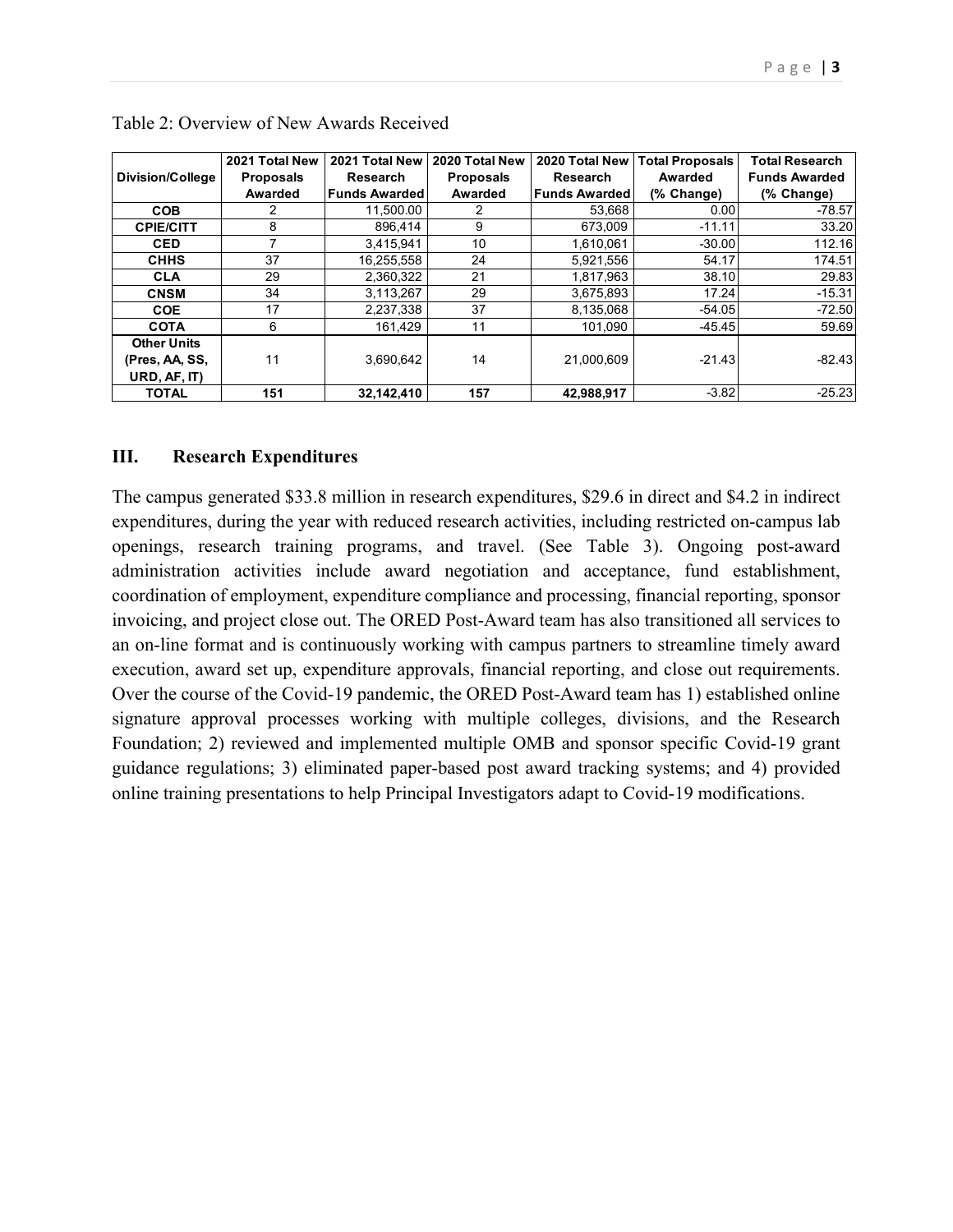Table 2: Overview of New Awards Received

| Division/College | 2021 Total New Proposals Awarded | 2021 Total New Research Funds Awarded | 2020 Total New Proposals Awarded | 2020 Total New Research Funds Awarded | Total Proposals Awarded (% Change) | Total Research Funds Awarded (% Change) |
|---|---|---|---|---|---|---|
| **COB** | 2 | 11,500.00 | 2 | 53,668 | 0.00 | -78.57 |
| **CPIE/CITT** | 8 | 896,414 | 9 | 673,009 | -11.11 | 33.20 |
| **CED** | 7 | 3,415,941 | 10 | 1,610,061 | -30.00 | 112.16 |
| **CHHS** | 37 | 16,255,558 | 24 | 5,921,556 | 54.17 | 174.51 |
| **CLA** | 29 | 2,360,322 | 21 | 1,817,963 | 38.10 | 29.83 |
| **CNSM** | 34 | 3,113,267 | 29 | 3,675,893 | 17.24 | -15.31 |
| **COE** | 17 | 2,237,338 | 37 | 8,135,068 | -54.05 | -72.50 |
| **COTA** | 6 | 161,429 | 11 | 101,090 | -45.45 | 59.69 |
| **Other Units (Pres, AA, SS, URD, AF, IT)** | 11 | 3,690,642 | 14 | 21,000,609 | -21.43 | -82.43 |
| **TOTAL** | **151** | **32,142,410** | **157** | **42,988,917** | -3.82 | -25.23 |

## III. Research Expenditures

The campus generated $33.8 million in research expenditures, $29.6 in direct and $4.2 in indirect expenditures, during the year with reduced research activities, including restricted on-campus lab openings, research training programs, and travel. (See Table 3). Ongoing post-award administration activities include award negotiation and acceptance, fund establishment, coordination of employment, expenditure compliance and processing, financial reporting, sponsor invoicing, and project close out. The ORED Post-Award team has also transitioned all services to an on-line format and is continuously working with campus partners to streamline timely award execution, award set up, expenditure approvals, financial reporting, and close out requirements. Over the course of the Covid-19 pandemic, the ORED Post-Award team has 1) established online signature approval processes working with multiple colleges, divisions, and the Research Foundation; 2) reviewed and implemented multiple OMB and sponsor specific Covid-19 grant guidance regulations; 3) eliminated paper-based post award tracking systems; and 4) provided online training presentations to help Principal Investigators adapt to Covid-19 modifications.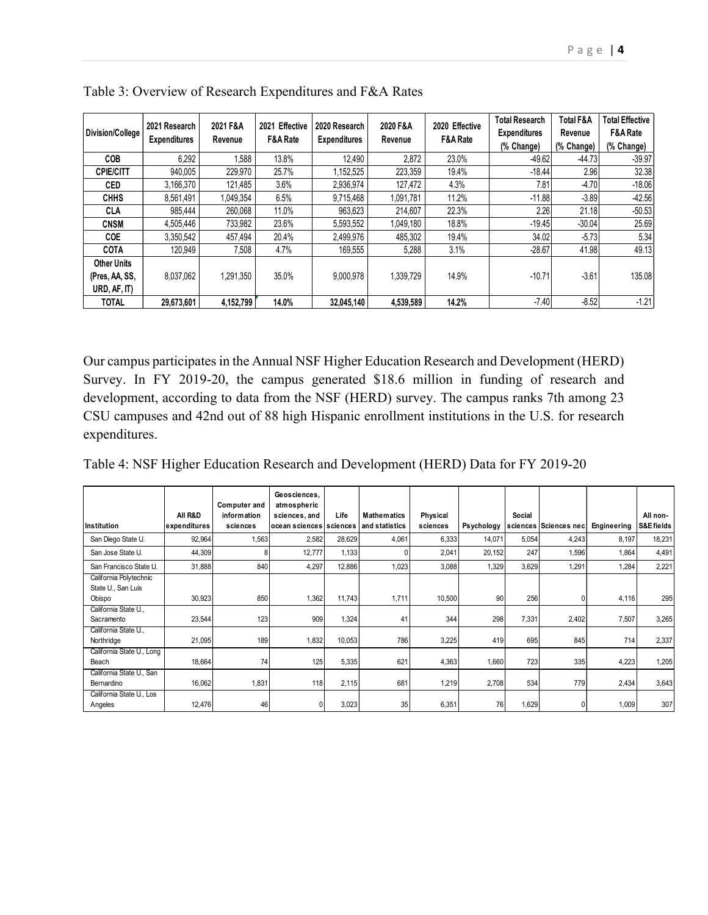Table 3: Overview of Research Expenditures and F&A Rates

| Division/College | 2021 Research Expenditures | 2021 F&A Revenue | 2021 Effective F&A Rate | 2020 Research Expenditures | 2020 F&A Revenue | 2020 Effective F&A Rate | Total Research Expenditures (% Change) | Total F&A Revenue (% Change) | Total Effective F&A Rate (% Change) |
|---|---|---|---|---|---|---|---|---|---|
| COB | 6,292 | 1,588 | 13.8% | 12,490 | 2,872 | 23.0% | -49.62 | -44.73 | -39.97 |
| CPIE/CITT | 940,005 | 229,970 | 25.7% | 1,152,525 | 223,359 | 19.4% | -18.44 | 2.96 | 32.38 |
| CED | 3,166,370 | 121,485 | 3.6% | 2,936,974 | 127,472 | 4.3% | 7.81 | -4.70 | -18.06 |
| CHHS | 8,561,491 | 1,049,354 | 6.5% | 9,715,468 | 1,091,781 | 11.2% | -11.88 | -3.89 | -42.56 |
| CLA | 985,444 | 260,068 | 11.0% | 963,623 | 214,607 | 22.3% | 2.26 | 21.18 | -50.53 |
| CNSM | 4,505,446 | 733,982 | 23.6% | 5,593,552 | 1,049,180 | 18.8% | -19.45 | -30.04 | 25.69 |
| COE | 3,350,542 | 457,494 | 20.4% | 2,499,976 | 485,302 | 19.4% | 34.02 | -5.73 | 5.34 |
| COTA | 120,949 | 7,508 | 4.7% | 169,555 | 5,288 | 3.1% | -28.67 | 41.98 | 49.13 |
| Other Units (Pres, AA, SS, URD, AF, IT) | 8,037,062 | 1,291,350 | 35.0% | 9,000,978 | 1,339,729 | 14.9% | -10.71 | -3.61 | 135.08 |
| **TOTAL** | **29,673,601** | **4,152,799** | **14.0%** | **32,045,140** | **4,539,589** | **14.2%** | -7.40 | -8.52 | -1.21 |

Our campus participates in the Annual NSF Higher Education Research and Development (HERD) Survey. In FY 2019-20, the campus generated $18.6 million in funding of research and development, according to data from the NSF (HERD) survey. The campus ranks 7th among 23 CSU campuses and 42nd out of 88 high Hispanic enrollment institutions in the U.S. for research expenditures.

Table 4: NSF Higher Education Research and Development (HERD) Data for FY 2019-20

| Institution | All R&D expenditures | Computer and information sciences | Geosciences, atmospheric sciences, and ocean sciences | Life sciences | Mathematics and statistics | Physical sciences | Psychology | Social sciences | Sciences nec | Engineering | All non-S&E fields |
|---|---|---|---|---|---|---|---|---|---|---|---|
| San Diego State U. | 92,964 | 1,563 | 2,582 | 28,629 | 4,061 | 6,333 | 14,071 | 5,054 | 4,243 | 8,197 | 18,231 |
| San Jose State U. | 44,309 | 8 | 12,777 | 1,133 | 0 | 2,041 | 20,152 | 247 | 1,596 | 1,864 | 4,491 |
| San Francisco State U. | 31,888 | 840 | 4,297 | 12,886 | 1,023 | 3,088 | 1,329 | 3,629 | 1,291 | 1,284 | 2,221 |
| California Polytechnic State U., San Luis Obispo | 30,923 | 850 | 1,362 | 11,743 | 1,711 | 10,500 | 90 | 256 | 0 | 4,116 | 295 |
| California State U., Sacramento | 23,544 | 123 | 909 | 1,324 | 41 | 344 | 298 | 7,331 | 2,402 | 7,507 | 3,265 |
| California State U., Northridge | 21,095 | 189 | 1,832 | 10,053 | 786 | 3,225 | 419 | 695 | 845 | 714 | 2,337 |
| California State U., Long Beach | 18,664 | 74 | 125 | 5,335 | 621 | 4,363 | 1,660 | 723 | 335 | 4,223 | 1,205 |
| California State U., San Bernardino | 16,062 | 1,831 | 118 | 2,115 | 681 | 1,219 | 2,708 | 534 | 779 | 2,434 | 3,643 |
| California State U., Los Angeles | 12,476 | 46 | 0 | 3,023 | 35 | 6,351 | 76 | 1,629 | 0 | 1,009 | 307 |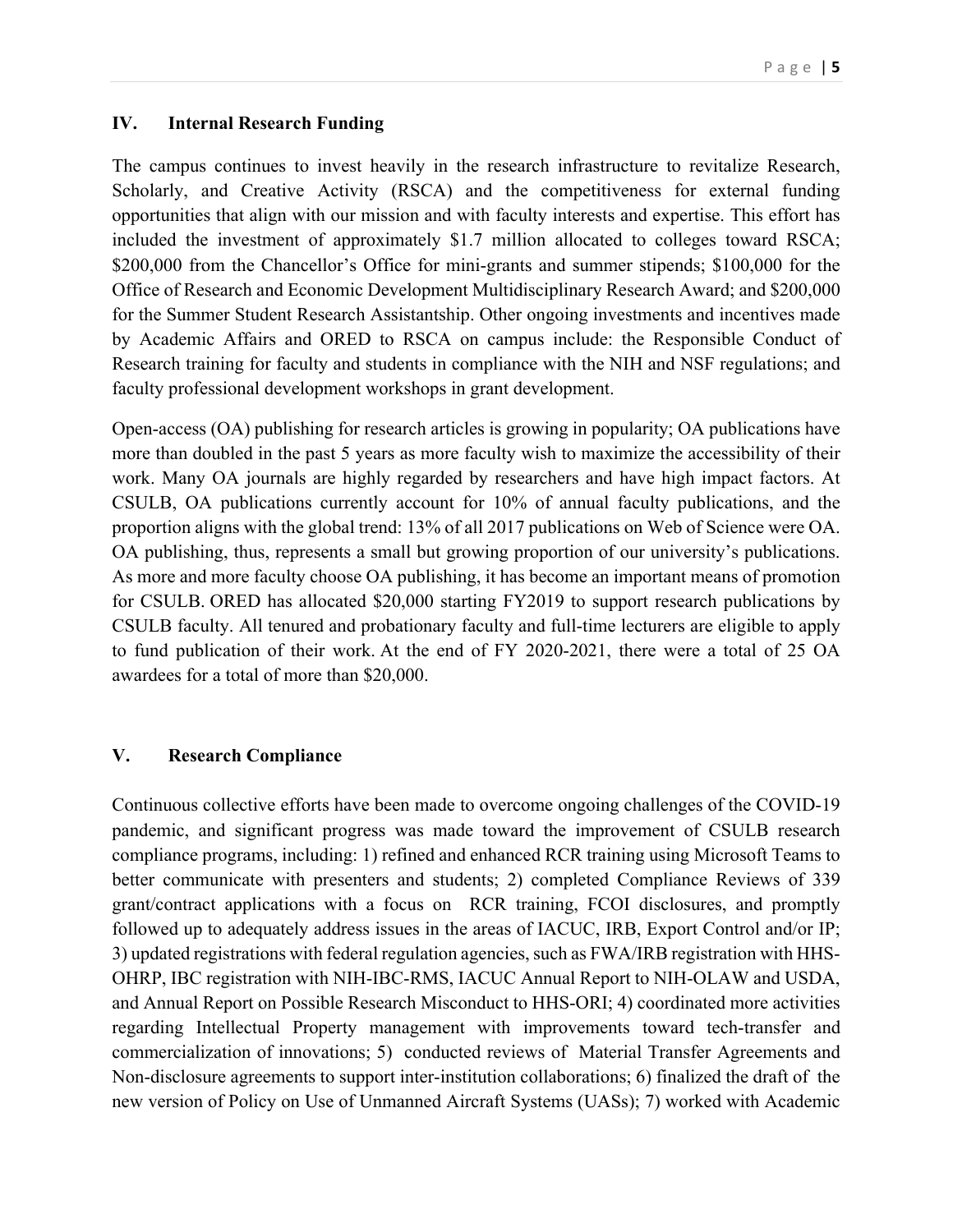## IV. Internal Research Funding

The campus continues to invest heavily in the research infrastructure to revitalize Research, Scholarly, and Creative Activity (RSCA) and the competitiveness for external funding opportunities that align with our mission and with faculty interests and expertise. This effort has included the investment of approximately $1.7 million allocated to colleges toward RSCA; $200,000 from the Chancellor's Office for mini-grants and summer stipends; $100,000 for the Office of Research and Economic Development Multidisciplinary Research Award; and $200,000 for the Summer Student Research Assistantship. Other ongoing investments and incentives made by Academic Affairs and ORED to RSCA on campus include: the Responsible Conduct of Research training for faculty and students in compliance with the NIH and NSF regulations; and faculty professional development workshops in grant development.

Open-access (OA) publishing for research articles is growing in popularity; OA publications have more than doubled in the past 5 years as more faculty wish to maximize the accessibility of their work. Many OA journals are highly regarded by researchers and have high impact factors. At CSULB, OA publications currently account for 10% of annual faculty publications, and the proportion aligns with the global trend: 13% of all 2017 publications on Web of Science were OA. OA publishing, thus, represents a small but growing proportion of our university's publications. As more and more faculty choose OA publishing, it has become an important means of promotion for CSULB. ORED has allocated $20,000 starting FY2019 to support research publications by CSULB faculty. All tenured and probationary faculty and full-time lecturers are eligible to apply to fund publication of their work. At the end of FY 2020-2021, there were a total of 25 OA awardees for a total of more than $20,000.

## V. Research Compliance

Continuous collective efforts have been made to overcome ongoing challenges of the COVID-19 pandemic, and significant progress was made toward the improvement of CSULB research compliance programs, including: 1) refined and enhanced RCR training using Microsoft Teams to better communicate with presenters and students; 2) completed Compliance Reviews of 339 grant/contract applications with a focus on RCR training, FCOI disclosures, and promptly followed up to adequately address issues in the areas of IACUC, IRB, Export Control and/or IP; 3) updated registrations with federal regulation agencies, such as FWA/IRB registration with HHS-OHRP, IBC registration with NIH-IBC-RMS, IACUC Annual Report to NIH-OLAW and USDA, and Annual Report on Possible Research Misconduct to HHS-ORI; 4) coordinated more activities regarding Intellectual Property management with improvements toward tech-transfer and commercialization of innovations; 5) conducted reviews of Material Transfer Agreements and Non-disclosure agreements to support inter-institution collaborations; 6) finalized the draft of the new version of Policy on Use of Unmanned Aircraft Systems (UASs); 7) worked with Academic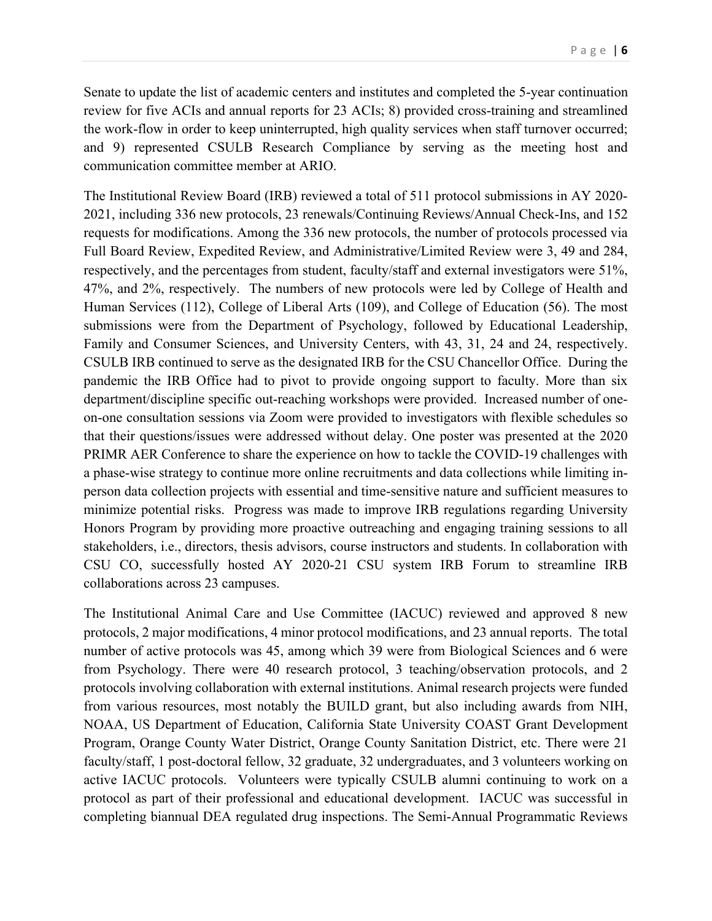Senate to update the list of academic centers and institutes and completed the 5-year continuation review for five ACIs and annual reports for 23 ACIs; 8) provided cross-training and streamlined the work-flow in order to keep uninterrupted, high quality services when staff turnover occurred; and 9) represented CSULB Research Compliance by serving as the meeting host and communication committee member at ARIO.

The Institutional Review Board (IRB) reviewed a total of 511 protocol submissions in AY 2020-2021, including 336 new protocols, 23 renewals/Continuing Reviews/Annual Check-Ins, and 152 requests for modifications. Among the 336 new protocols, the number of protocols processed via Full Board Review, Expedited Review, and Administrative/Limited Review were 3, 49 and 284, respectively, and the percentages from student, faculty/staff and external investigators were 51%, 47%, and 2%, respectively. The numbers of new protocols were led by College of Health and Human Services (112), College of Liberal Arts (109), and College of Education (56). The most submissions were from the Department of Psychology, followed by Educational Leadership, Family and Consumer Sciences, and University Centers, with 43, 31, 24 and 24, respectively. CSULB IRB continued to serve as the designated IRB for the CSU Chancellor Office. During the pandemic the IRB Office had to pivot to provide ongoing support to faculty. More than six department/discipline specific out-reaching workshops were provided. Increased number of one-on-one consultation sessions via Zoom were provided to investigators with flexible schedules so that their questions/issues were addressed without delay. One poster was presented at the 2020 PRIMR AER Conference to share the experience on how to tackle the COVID-19 challenges with a phase-wise strategy to continue more online recruitments and data collections while limiting in-person data collection projects with essential and time-sensitive nature and sufficient measures to minimize potential risks. Progress was made to improve IRB regulations regarding University Honors Program by providing more proactive outreaching and engaging training sessions to all stakeholders, i.e., directors, thesis advisors, course instructors and students. In collaboration with CSU CO, successfully hosted AY 2020-21 CSU system IRB Forum to streamline IRB collaborations across 23 campuses.

The Institutional Animal Care and Use Committee (IACUC) reviewed and approved 8 new protocols, 2 major modifications, 4 minor protocol modifications, and 23 annual reports. The total number of active protocols was 45, among which 39 were from Biological Sciences and 6 were from Psychology. There were 40 research protocol, 3 teaching/observation protocols, and 2 protocols involving collaboration with external institutions. Animal research projects were funded from various resources, most notably the BUILD grant, but also including awards from NIH, NOAA, US Department of Education, California State University COAST Grant Development Program, Orange County Water District, Orange County Sanitation District, etc. There were 21 faculty/staff, 1 post-doctoral fellow, 32 graduate, 32 undergraduates, and 3 volunteers working on active IACUC protocols. Volunteers were typically CSULB alumni continuing to work on a protocol as part of their professional and educational development. IACUC was successful in completing biannual DEA regulated drug inspections. The Semi-Annual Programmatic Reviews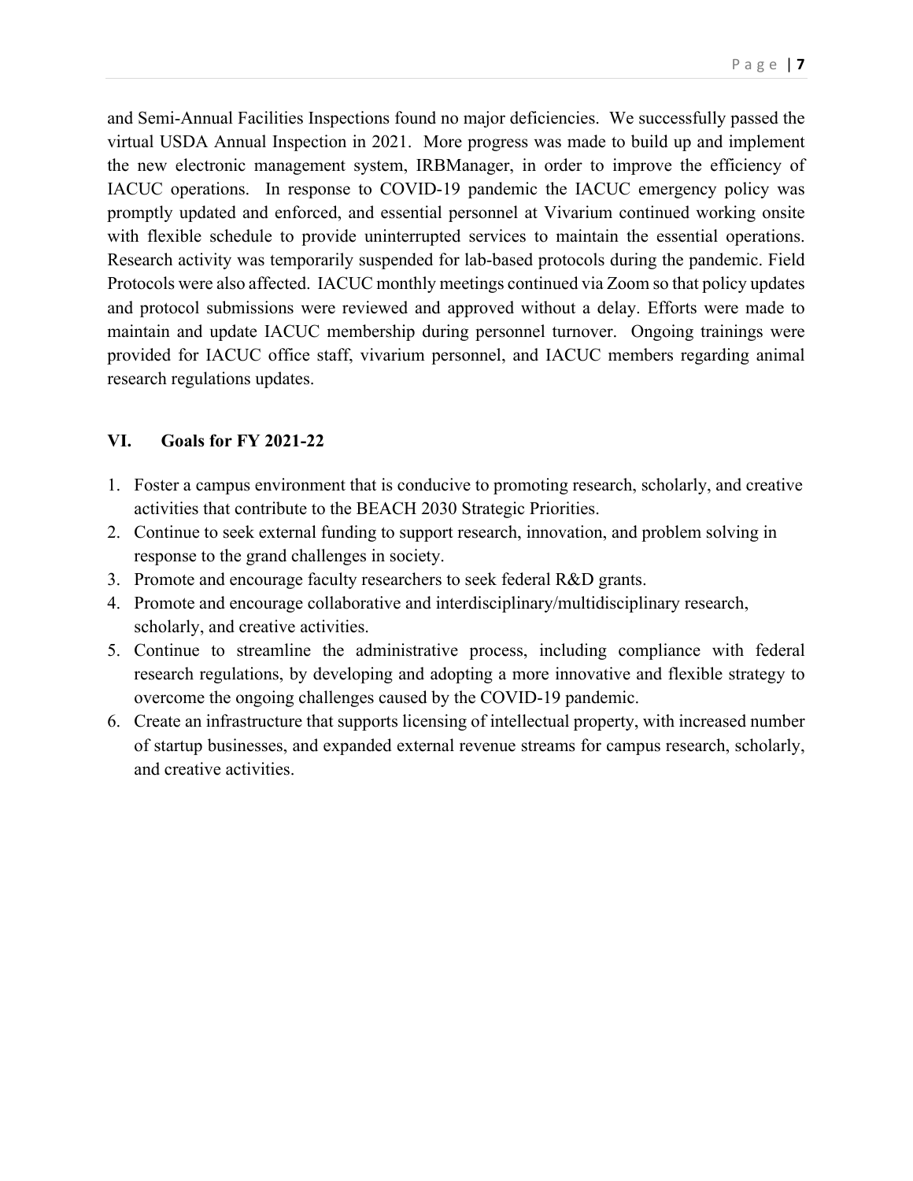and Semi-Annual Facilities Inspections found no major deficiencies. We successfully passed the virtual USDA Annual Inspection in 2021. More progress was made to build up and implement the new electronic management system, IRBManager, in order to improve the efficiency of IACUC operations. In response to COVID-19 pandemic the IACUC emergency policy was promptly updated and enforced, and essential personnel at Vivarium continued working onsite with flexible schedule to provide uninterrupted services to maintain the essential operations. Research activity was temporarily suspended for lab-based protocols during the pandemic. Field Protocols were also affected. IACUC monthly meetings continued via Zoom so that policy updates and protocol submissions were reviewed and approved without a delay. Efforts were made to maintain and update IACUC membership during personnel turnover. Ongoing trainings were provided for IACUC office staff, vivarium personnel, and IACUC members regarding animal research regulations updates.

## VI. Goals for FY 2021-22

1. Foster a campus environment that is conducive to promoting research, scholarly, and creative activities that contribute to the BEACH 2030 Strategic Priorities.
2. Continue to seek external funding to support research, innovation, and problem solving in response to the grand challenges in society.
3. Promote and encourage faculty researchers to seek federal R&D grants.
4. Promote and encourage collaborative and interdisciplinary/multidisciplinary research, scholarly, and creative activities.
5. Continue to streamline the administrative process, including compliance with federal research regulations, by developing and adopting a more innovative and flexible strategy to overcome the ongoing challenges caused by the COVID-19 pandemic.
6. Create an infrastructure that supports licensing of intellectual property, with increased number of startup businesses, and expanded external revenue streams for campus research, scholarly, and creative activities.